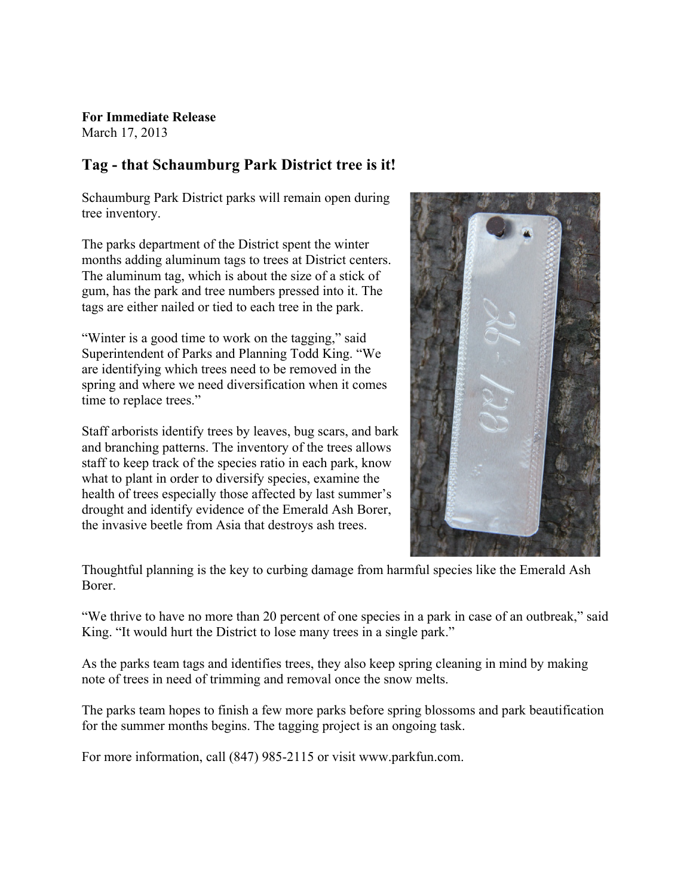**For Immediate Release**
March 17, 2013

## Tag - that Schaumburg Park District tree is it!

Schaumburg Park District parks will remain open during tree inventory.

The parks department of the District spent the winter months adding aluminum tags to trees at District centers. The aluminum tag, which is about the size of a stick of gum, has the park and tree numbers pressed into it. The tags are either nailed or tied to each tree in the park.

"Winter is a good time to work on the tagging," said Superintendent of Parks and Planning Todd King. "We are identifying which trees need to be removed in the spring and where we need diversification when it comes time to replace trees."

Staff arborists identify trees by leaves, bug scars, and bark and branching patterns. The inventory of the trees allows staff to keep track of the species ratio in each park, know what to plant in order to diversify species, examine the health of trees especially those affected by last summer's drought and identify evidence of the Emerald Ash Borer, the invasive beetle from Asia that destroys ash trees.

Thoughtful planning is the key to curbing damage from harmful species like the Emerald Ash Borer.

"We thrive to have no more than 20 percent of one species in a park in case of an outbreak," said King. "It would hurt the District to lose many trees in a single park."

As the parks team tags and identifies trees, they also keep spring cleaning in mind by making note of trees in need of trimming and removal once the snow melts.

The parks team hopes to finish a few more parks before spring blossoms and park beautification for the summer months begins. The tagging project is an ongoing task.

For more information, call (847) 985-2115 or visit www.parkfun.com.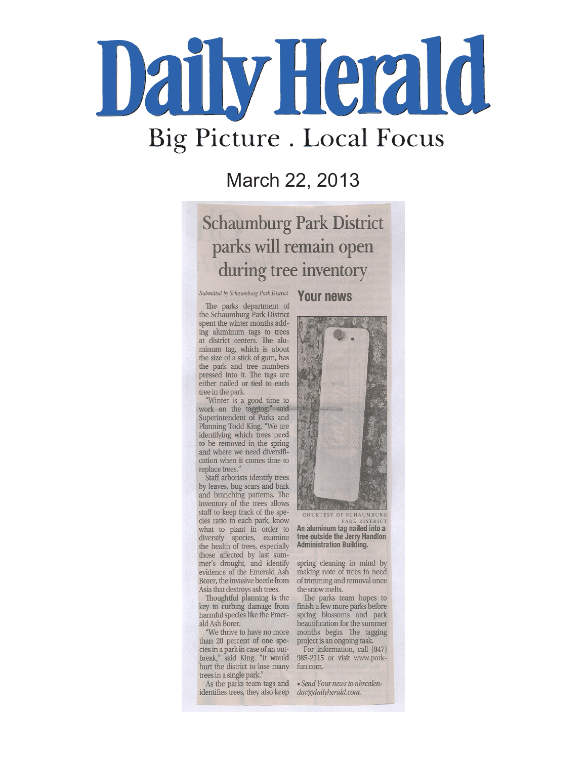# Daily Herald

Big Picture . Local Focus

March 22, 2013

## Schaumburg Park District parks will remain open during tree inventory

*Submitted by Schaumburg Park District*

**Your news**

The parks department of the Schaumburg Park District spent the winter months adding aluminum tags to trees at district centers. The aluminum tag, which is about the size of a stick of gum, has the park and tree numbers pressed into it. The tags are either nailed or tied to each tree in the park.

"Winter is a good time to work on the tagging," said Superintendent of Parks and Planning Todd King. "We are identifying which trees need to be removed in the spring and where we need diversification when it comes time to replace trees."

Staff arborists identify trees by leaves, bug scars and bark and branching patterns. The inventory of the trees allows staff to keep track of the species ratio in each park, know what to plant in order to diversify species, examine the health of trees, especially those affected by last summer's drought, and identify evidence of the Emerald Ash Borer, the invasive beetle from Asia that destroys ash trees.

Thoughtful planning is the key to curbing damage from harmful species like the Emerald Ash Borer.

"We thrive to have no more than 20 percent of one species in a park in case of an outbreak," said King. "It would hurt the district to lose many trees in a single park."

As the parks team tags and identifies trees, they also keep spring cleaning in mind by making note of trees in need of trimming and removal once the snow melts.

The parks team hopes to finish a few more parks before spring blossoms and park beautification for the summer months begin. The tagging project is an ongoing task.

For information, call (847) 985-2115 or visit www.parkfun.com.

COURTESY OF SCHAUMBURG PARK DISTRICT

**An aluminum tag nailed into a tree outside the Jerry Handlon Administration Building.**

• *Send Your news to nbrcalendar@dailyherald.com.*